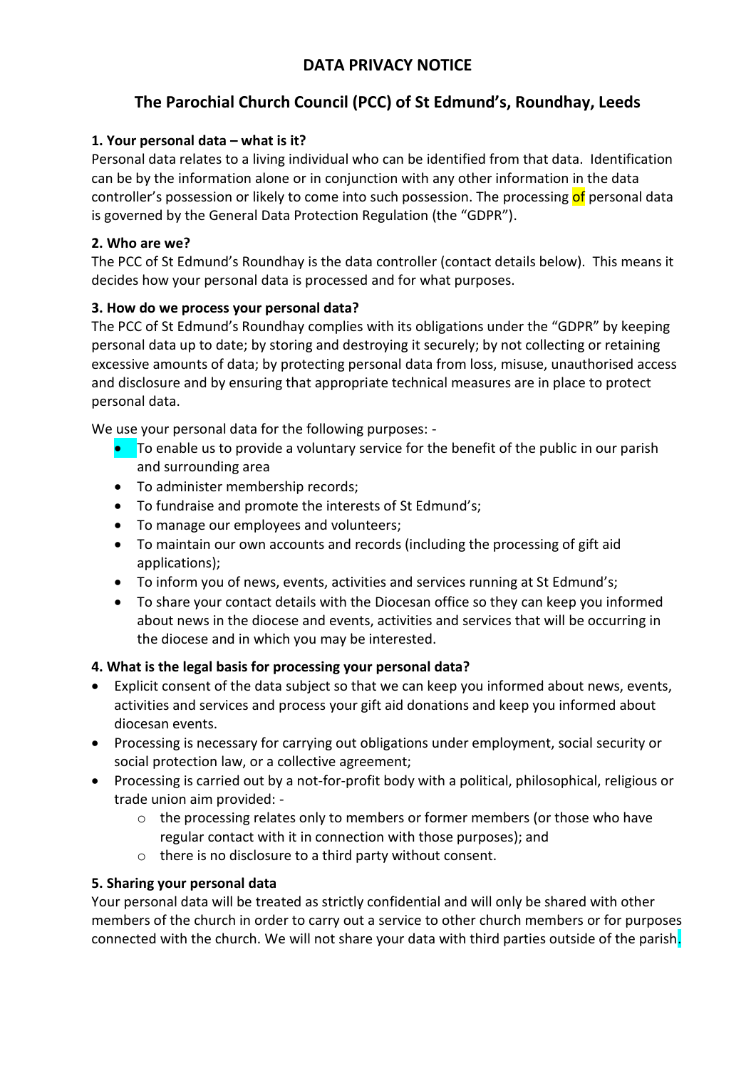# DATA PRIVACY NOTICE

## The Parochial Church Council (PCC) of St Edmund's, Roundhay, Leeds

### 1. Your personal data – what is it?

Personal data relates to a living individual who can be identified from that data. Identification can be by the information alone or in conjunction with any other information in the data controller's possession or likely to come into such possession. The processing of personal data is governed by the General Data Protection Regulation (the "GDPR").

### 2. Who are we?

The PCC of St Edmund's Roundhay is the data controller (contact details below). This means it decides how your personal data is processed and for what purposes.

### 3. How do we process your personal data?

The PCC of St Edmund's Roundhay complies with its obligations under the "GDPR" by keeping personal data up to date; by storing and destroying it securely; by not collecting or retaining excessive amounts of data; by protecting personal data from loss, misuse, unauthorised access and disclosure and by ensuring that appropriate technical measures are in place to protect personal data.

We use your personal data for the following purposes: -

- To enable us to provide a voluntary service for the benefit of the public in our parish and surrounding area
- To administer membership records;
- To fundraise and promote the interests of St Edmund's;
- To manage our employees and volunteers;
- To maintain our own accounts and records (including the processing of gift aid applications);
- To inform you of news, events, activities and services running at St Edmund's;
- To share your contact details with the Diocesan office so they can keep you informed about news in the diocese and events, activities and services that will be occurring in the diocese and in which you may be interested.

### 4. What is the legal basis for processing your personal data?

- Explicit consent of the data subject so that we can keep you informed about news, events, activities and services and process your gift aid donations and keep you informed about diocesan events.
- Processing is necessary for carrying out obligations under employment, social security or social protection law, or a collective agreement;
- Processing is carried out by a not-for-profit body with a political, philosophical, religious or trade union aim provided: -
  - the processing relates only to members or former members (or those who have regular contact with it in connection with those purposes); and
  - there is no disclosure to a third party without consent.

### 5. Sharing your personal data

Your personal data will be treated as strictly confidential and will only be shared with other members of the church in order to carry out a service to other church members or for purposes connected with the church. We will not share your data with third parties outside of the parish.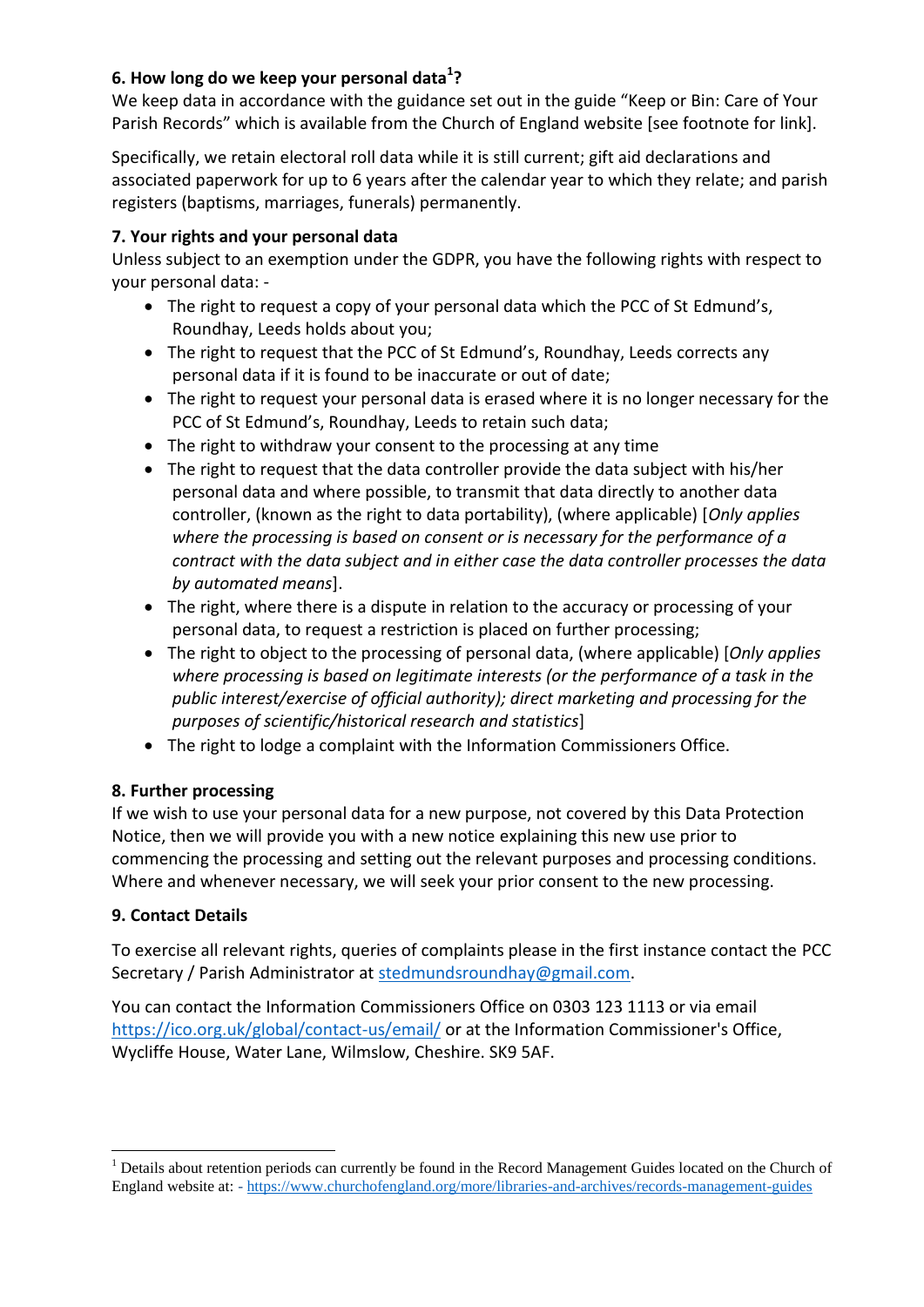### 6. How long do we keep your personal data[1]?

We keep data in accordance with the guidance set out in the guide "Keep or Bin: Care of Your Parish Records" which is available from the Church of England website [see footnote for link].

Specifically, we retain electoral roll data while it is still current; gift aid declarations and associated paperwork for up to 6 years after the calendar year to which they relate; and parish registers (baptisms, marriages, funerals) permanently.

### 7. Your rights and your personal data

Unless subject to an exemption under the GDPR, you have the following rights with respect to your personal data: -

- The right to request a copy of your personal data which the PCC of St Edmund's, Roundhay, Leeds holds about you;
- The right to request that the PCC of St Edmund's, Roundhay, Leeds corrects any personal data if it is found to be inaccurate or out of date;
- The right to request your personal data is erased where it is no longer necessary for the PCC of St Edmund's, Roundhay, Leeds to retain such data;
- The right to withdraw your consent to the processing at any time
- The right to request that the data controller provide the data subject with his/her personal data and where possible, to transmit that data directly to another data controller, (known as the right to data portability), (where applicable) [*Only applies where the processing is based on consent or is necessary for the performance of a contract with the data subject and in either case the data controller processes the data by automated means*].
- The right, where there is a dispute in relation to the accuracy or processing of your personal data, to request a restriction is placed on further processing;
- The right to object to the processing of personal data, (where applicable) [*Only applies where processing is based on legitimate interests (or the performance of a task in the public interest/exercise of official authority); direct marketing and processing for the purposes of scientific/historical research and statistics*]
- The right to lodge a complaint with the Information Commissioners Office.

### 8. Further processing

If we wish to use your personal data for a new purpose, not covered by this Data Protection Notice, then we will provide you with a new notice explaining this new use prior to commencing the processing and setting out the relevant purposes and processing conditions. Where and whenever necessary, we will seek your prior consent to the new processing.

### 9. Contact Details

To exercise all relevant rights, queries of complaints please in the first instance contact the PCC Secretary / Parish Administrator at stedmundsroundhay@gmail.com.

You can contact the Information Commissioners Office on 0303 123 1113 or via email https://ico.org.uk/global/contact-us/email/ or at the Information Commissioner's Office, Wycliffe House, Water Lane, Wilmslow, Cheshire. SK9 5AF.

---

[1] Details about retention periods can currently be found in the Record Management Guides located on the Church of England website at: - https://www.churchofengland.org/more/libraries-and-archives/records-management-guides